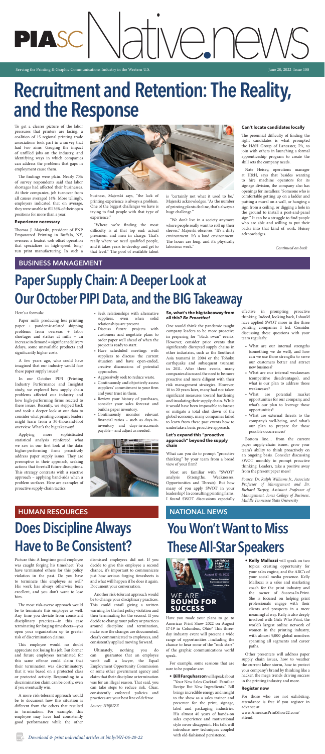# PIASC Native.news

Serving the Printing & Graphic Communications Industry in the Western U.S.

June 20, 2022 Issue 108

# Recruitment and Retention: The Reality, and the Response

To get a clearer picture of the labor pressures that printers are facing, a coalition of 15 regional printing trade associations took part in a survey that had two aims: Gauging the impact of unfilled jobs on the industry, and identifying ways in which companies can address the problems that gaps in employment cause them.

The findings were plain. Nearly 70% of survey respondents said that labor shortages had affected their businesses. At their companies, job turnover from all causes averaged 14%. More tellingly, employers indicated that on average, they were unable to fill 36% of their open positions for more than a year.

### Experience necessary

Thomas J. Majerski, president of BNP Empowered Printing in Buffalo, NY, oversees a heatset web offset operation that specializes in high-speed, long-run print manufacturing. In such a business, Majerski says, "the lack of printing experience is always a problem. One of the biggest challenges we have is trying to find people with that type of experience."

"Where we're finding the most difficulty is at that top end: actual pressmen, and men in charge. That's really where we need qualified people, and it takes years to develop and get to that level." The pool of available talent is "certainly not what it used to be," Majerski acknowledges. "As the number of printing plants declines, that's always a huge challenge."

"We don't live in a society anymore where people really want to roll up their sleeves," Majerski observes. "It's a dirty environment. It's a loud environment. The hours are long, and it's physically laborious work."

### Can't locate candidates locally

The perennial difficulty of finding the right candidates is what prompted the H&H Group of Lancaster, PA, to join with others in launching a formal apprenticeship program to create the skill sets the company needs.

Nate Heisey, operations manager at H&H, says that besides wanting to hire machine operators for its signage division, the company also has openings for installers: "Someone who is comfortable getting up on a ladder and putting a mural on a wall, or hanging a sign from a ceiling, or digging a hole in the ground to install a post-and-panel sign." It can be a struggle to find people who are able and willing to put their backs into that kind of work, Heisey acknowledges.

*Continued on back*

## BUSINESS MANAGEMENT

# Paper Supply Chain: A Deeper Look at Our October PIPI Data, and the BIG Takeaway

Here's a formula:

Paper mills producing less printing paper + pandemic-related shipping problems from overseas + labor shortages and strikes at mills + an increase in demand = significant delivery delays, some unavailable products and significantly higher costs.

A few years ago, who could have imagined that our industry would face these paper supply issues?

In our October PIPI (Printing Industry Performance and Insights) study, we explored how supply chain problems affected our industry and how high-performing firms reacted to these issues. Recently, we stepped back and took a deeper look at our data to consider what printing company leaders might learn from a 30-thousand-foot overview. What's the big takeaway?

Applying more sophisticated statistical analysis reinforced what we saw in our first look at the data: higher-performing firms proactively address paper supply issues. They are preemptive in their approach, seeking actions that forestall future disruptions. This strategy contrasts with a reactive approach – applying band-aids when a problem surfaces. Here are examples of proactive supply-chain tactics:

- Seek relationships with alternative suppliers, even when solid relationships are present.
- Discuss future projects with customers and negotiate plans to order paper well ahead of when the project is ready to start.
- Have scheduled meetings with suppliers to discuss the current situation and have open-ended, creative discussions of potential approaches.
- Aggressively seek to reduce waste.
- Continuously and objectively assess suppliers' commitment to your firm and your trust in them.
- Review your history of purchases, consider your sales forecast and build a paper inventory.
- Continuously monitor relevant financial ratios – such as days-in-inventory and days-in-accounts payable – and adjust as needed.

### So, what's the big takeaway from all this? *Be Proactive!*

One would think the pandemic taught company leaders to be more proactive in preparing for "black swan" events. However, consider prior events that significantly disrupted supply chains in other industries, such as the Southeast Asia tsunami in 2004 or the Tohoku earthquake and subsequent tsunami in 2011. After these events, many companies discussed the need to be more proactive and more diligent with their risk management strategies. However, 10 to 20 years later, many had not taken significant measures toward hardening and insulating their supply chain. While it would have been impossible to foresee or mitigate a total shut down of the global economy, many companies failed to learn from these past events how to undertake a basic proactive approach.

### Let's expand this "proactive approach" beyond the supply chain

What can you do to prompt "proactive thinking" by your team from a broad view of your firm?

Most are familiar with "SWOT" analysis (Strengths, Weaknesses, Opportunities and Threats). But how many of you apply SWOT in your leadership? In consulting printing firms, I found SWOT discussions especially effective in prompting proactive thinking. Indeed, looking back, I should have applied SWOT more in the three printing companies I led. Consider discussing these questions with your team regularly:

- What are our internal strengths (something we do well), and how can we use these strengths to serve our customers better and attract new business?
- What are our internal weaknesses (competitive disadvantages), and what is our plan to address those weaknesses?
- What are potential market opportunities for our company, and what's our plan to leverage those opportunities?
- What are external threats to the company's well-being, and what's our plan to prepare for those possible occurrences?

Bottom line… from the current paper supply-chain issues, grow your team's ability to think proactively on an ongoing basis. Consider discussing SWOT monthly to prompt proactive thinking. Leaders, take a positive away from the present paper mess!

*Source: Dr. Ralph Williams Jr., Associate Professor of Management and Dr. Richard Tarpey, Assistant Professor of Management, Jones College of Business, Middle Tennessee State University*

## HUMAN RESOURCES

# Does Discipline Always Have to Be Consistent?

Picture this: A longtime good employee was caught forging his timesheet. You have terminated others for this policy violation in the past. Do you have to terminate this employee as well? His work has always otherwise been excellent, and you don't want to lose him.

The most risk-averse approach would be to terminate this employee as well. Any time you deviate from consistent disciplinary practices—in this case terminating for forging timesheets—you open your organization up to greater risk of discrimination claims.

This employee would no doubt appreciate not losing his job. But former and future employees terminated for this same offense could claim that their termination was discriminatory; that it was based on a protected class or protected activity. Responding to a discrimination claim can be costly, even if you eventually win.

A more risk-tolerant approach would be to document how this situation is different from the others that resulted in termination. For example, this employee may have had consistently good performance while the other dismissed employees did not. If you decide to give this employee a second chance, it's important to communicate just how serious forging timesheets is and what will happen if he does it again. Document your conversation.

Another risk-tolerant approach would be to change your disciplinary practices. This could entail giving a written warning for the first policy violation and then terminating for the second. If you decide to change your policy or practices around discipline and termination, make sure the changes are documented, clearly communicated to employees, and consistently applied moving forward.

Ultimately, nothing you do can guarantee that an employee won't call a lawyer, the Equal Employment Opportunity Commission or some other government agency and claim that their discipline or termination was for an illegal reason. That said, you can take steps to reduce risk. Clear, consistently enforced policies and practices are your best line of defense.

*Source: HR/BIZZ*

## NATIONAL NEWS

# You Won't Want to Miss These All-Star Speakers

AMERICAS PRINT SHOW 22 — August 17-19, 2022 — Greater Columbus Convention Center, Columbus, Ohio — WE ARE BOUND FOR SUCCESS

Have you made your plans to go to Americas Print Show 2022 on August 17-19 in Columbus, Ohio? This three-day industry event will present a wide range of opportunities…including the chance to hear some of the "rock stars" of the graphic communications world speak.

For example, some sessions that are sure to be popular are:

- **Bill Farquharson** will speak about "Your New Sales Cocktail: Familiar Recipe But New Ingredients." Bill brings incredible energy and insight to the show as a sales trainer and presenter for the print, signage, label and packaging industries. His almost 40 years of hands-on sales experience and motivational style never disappoint. His talk will introduce new techniques coupled with old-fashioned persistence.
- **Kelly Mallozzi** will speak on two topics: creating opportunity for your sales engine, and the ABC's of your social media presence. Kelly Mallozzi is a sales and marketing coach for the print industry and the owner of Success.In.Print. She is focused on helping print professionals engage with their clients and prospects in a more meaningful way. Kelly is also deeply involved with Girls Who Print, the world's largest online network of women in the printing industry, with almost 9,000 global members spanning all segments and career paths.

Other presenters will address paper supply chain issues, how to weather the current labor storm, how to protect your company's brand by thinking like a hacker, the mega trends driving success in the printing industry and more.

### Register now

For those who are not exhibiting, attendance is free if you register in advance at www.AmericasPrintShow22.com/attend.

*Download & print individual articles at bit.ly/NN-06-20-22*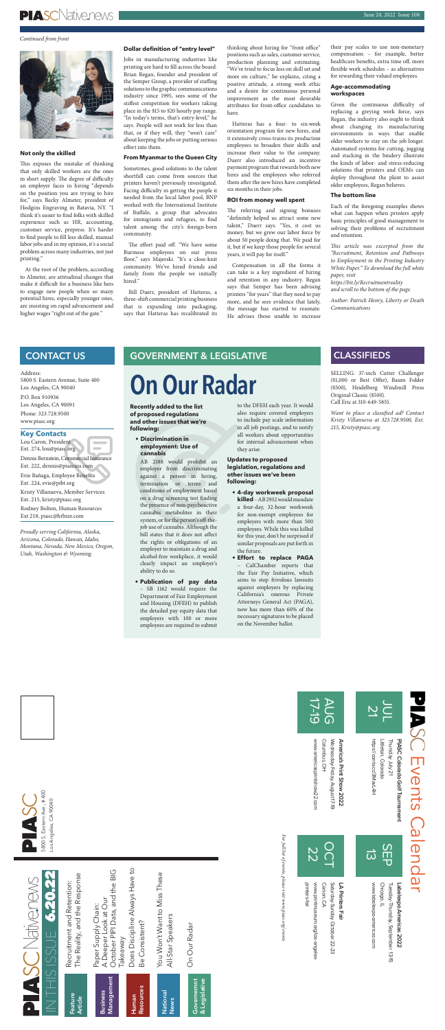*Continued from front*

### Not only the skilled

This exposes the mistake of thinking that only skilled workers are the ones in short supply. The degree of difficulty an employer faces in hiring "depends on the position you are trying to hire for," says Becky Almeter, president of Hodgins Engraving in Batavia, NY. "I think it's easier to find folks with skilled experience such as HR, accounting, customer service, prepress. It's harder to find people to fill less skilled, manual labor jobs and in my opinion, it's a social problem across many industries, not just printing."

At the root of the problem, according to Almeter, are attitudinal changes that make it difficult for a business like hers to engage new people when so many potential hires, especially younger ones, are insisting on rapid advancement and higher wages "right out of the gate."

### Dollar definition of "entry level"

Jobs in manufacturing industries like printing are hard to fill across the board. Brian Regan, founder and president of the Semper Group, a provider of staffing solutions to the graphic communications industry since 1995, sees some of the stiffest competition for workers taking place in the $15 to $20 hourly pay range. "In today's terms, that's entry-level," he says. People will not work for less than that, or if they will, they "won't care" about keeping the jobs or putting serious effort into them.

### From Myanmar to the Queen City

Sometimes, good solutions to the talent shortfall can come from sources that printers haven't previously investigated. Facing difficulty in getting the people it needed from the local labor pool, BNP worked with the International Institute of Buffalo, a group that advocates for immigrants and refugees, to find talent among the city's foreign-born community.

The effort paid off. "We have some Burmese employees on our press floor," says Majerski. "It's a close-knit community. We've hired friends and family from the people we initially hired."

Bill Duerr, president of Hatteras, a three-shift commercial printing business that is expanding into packaging, says that Hatteras has recalibrated its thinking about hiring for "front office" positions such as sales, customer service, production planning and estimating. "We've tried to focus less on skill set and more on culture," he explains, citing a positive attitude, a strong work ethic and a desire for continuous personal improvement as the most desirable attributes for front-office candidates to have.

Hatteras has a four- to six-week orientation program for new hires, and it extensively cross-trains its production employees to broaden their skills and increase their value to the company. Duerr also introduced an incentive payment program that rewards both new hires and the employees who referred them after the new hires have completed six months in their jobs.

### ROI from money well spent

The referring and signing bonuses "definitely helped us attract some new talent," Duerr says. "Yes, it cost us money, but we grew our labor force by about 50 people doing that. We paid for it, but if we keep those people for several years, it will pay for itself."

Compensation in all the forms it can take is a key ingredient of hiring and retention in any industry. Regan says that Semper has been advising printers "for years" that they need to pay more, and he sees evidence that lately, the message has started to resonate. He advises those unable to increase their pay scales to use non-monetary compensation – for example, better healthcare benefits, extra time off, more flexible work schedules – as alternatives for rewarding their valued employees.

### Age-accommodating workspaces

Given the continuous difficulty of replacing a greying work force, says Regan, the industry also ought to think about changing its manufacturing environments in ways that enable older workers to stay on the job longer. Automated systems for cutting, jogging and stacking in the bindery illustrate the kinds of labor- and stress-reducing solutions that printers and OEMs can deploy throughout the plant to assist older employees, Regan believes.

### The bottom line

Each of the foregoing examples shows what can happen when printers apply basic principles of good management to solving their problems of recruitment and retention.

*This article was excerpted from the "Recruitment, Retention and Pathways to Employment in the Printing Industry White Paper." To download the full white paper, visit https://bit.ly/Recruitmentreality and scroll to the bottom of the page.*

*Author: Patrick Henry, Liberty or Death Communications*

## CONTACT US

Address:
5800 S. Eastern Avenue, Suite 400
Los Angeles, CA 90040

P.O. Box 910936
Los Angeles, CA 90091

Phone: 323.728.9500
www.piasc.org

### Key Contacts

Lou Caron, President
Ext. 274, lou@piasc.org

Dennis Bernstein, Commercial Insurance
Ext. 222, dennis@piascins.com

Evie Bañaga, Employee Benefits
Ext. 224, evie@pibt.org

Kristy Villanueva, Member Services
Ext. 215, kristy@piasc.org

Rodney Bolton, Human Resources
Ext 218, piasc@hrbizz.com

*Proudly serving California, Alaska, Arizona, Colorado, Hawaii, Idaho, Montana, Nevada, New Mexico, Oregon, Utah, Washington & Wyoming.*

## GOVERNMENT & LEGISLATIVE

# On Our Radar

**Recently added to the list of proposed regulations and other issues that we're following:**

- **Discrimination in employment: Use of cannabis**
  AB 2188 would prohibit an employer from discriminating against a person in hiring, termination or terms and conditions of employment based on a drug screening test finding the presence of non-psychoactive cannabis metabolites in their system, or for the person's off-the-job use of cannabis. Although the bill states that it does not affect the rights or obligations of an employer to maintain a drug and alcohol-free workplace, it would clearly impact an employer's ability to do so.

- **Publication of pay data** – SB 1162 would require the Department of Fair Employment and Housing (DFEH) to publish the detailed pay equity data that employers with 100 or more employees are required to submit to the DFEH each year. It would also require covered employers to include pay scale information in all job postings, and to notify all workers about opportunities for internal advancement when they arise.

**Updates to proposed legislation, regulations and other issues we've been following:**

- **4-day workweek proposal killed** – AB 2932 would mandate a four-day, 32-hour workweek for non-exempt employees for employers with more than 500 employees. While this was killed for this year, don't be surprised if similar proposals are put forth in the future.

- **Effort to replace PAGA** – CalChamber reports that the Fair Pay Initiative, which aims to stop frivolous lawsuits against employers by replacing California's onerous Private Attorneys General Act (PAGA), now has more than 60% of the necessary signatures to be placed on the November ballot.

## CLASSIFIEDS

SELLING: 37-inch Cutter Challenger ($1,000 or Best Offer), Baum Folder ($500), Heidelberg Windmill Press Original Classic ($500).
Call Eric at 310-649-5855.

*Want to place a classified ad? Contact Kristy Villanueva at 323.728.9500, Ext. 215, Kristy@piasc.org.*

PIASC
5800 S. Eastern Ave., #400
Los Angeles, CA 90040

PIASC Nativenews
IN THIS ISSUE 6.20.22

- **Feature Article** – Recruitment and Retention: The Reality and the Response
- **Business Management** – Paper Supply Chain: A Deeper Look at Our October PIPI Data, and the BIG Takeaway
- **Human Resources** – Does Discipline Always Have to Be Consistent?
- **National News** – You Won't Want to Miss These All-Star Speakers
- **Government & Legislative** – On Our Radar

## PIASC Events Calendar

**JUL 21** – **PIASC Colorado Golf Tournament**
Thursday, July 21
Littleton, Colorado
https://conta.cc/3MuK4H

**AUG 17-19** – **Americas Print Show 2022**
Wednesday-Friday, August 17-19
Columbus, OH
www.americasprintshow22.com

**SEP 13** – **Labelexpo Americas 2022**
Tuesday-Thursday, September 13-15
Chicago, IL
www.labelexpo-americas.com

**OCT 22** – **LA Printers Fair**
Saturday-Sunday, October 22-23
Carson, CA
www.printmuseum.org/los-angeles-printers-fair

*For full list of events, please visit www.piasc.org/events*